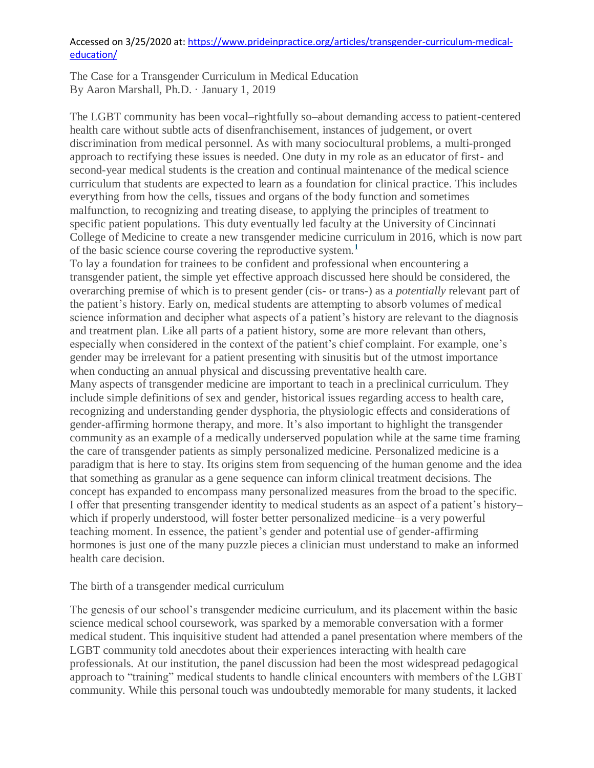Accessed on 3/25/2020 at: https://www.prideinpractice.org/articles/transgender-curriculum-medical-education/

# The Case for a Transgender Curriculum in Medical Education

By Aaron Marshall, Ph.D. · January 1, 2019

The LGBT community has been vocal–rightfully so–about demanding access to patient-centered health care without subtle acts of disenfranchisement, instances of judgement, or overt discrimination from medical personnel. As with many sociocultural problems, a multi-pronged approach to rectifying these issues is needed. One duty in my role as an educator of first- and second-year medical students is the creation and continual maintenance of the medical science curriculum that students are expected to learn as a foundation for clinical practice. This includes everything from how the cells, tissues and organs of the body function and sometimes malfunction, to recognizing and treating disease, to applying the principles of treatment to specific patient populations. This duty eventually led faculty at the University of Cincinnati College of Medicine to create a new transgender medicine curriculum in 2016, which is now part of the basic science course covering the reproductive system.[1]

To lay a foundation for trainees to be confident and professional when encountering a transgender patient, the simple yet effective approach discussed here should be considered, the overarching premise of which is to present gender (cis- or trans-) as a *potentially* relevant part of the patient's history. Early on, medical students are attempting to absorb volumes of medical science information and decipher what aspects of a patient's history are relevant to the diagnosis and treatment plan. Like all parts of a patient history, some are more relevant than others, especially when considered in the context of the patient's chief complaint. For example, one's gender may be irrelevant for a patient presenting with sinusitis but of the utmost importance when conducting an annual physical and discussing preventative health care.

Many aspects of transgender medicine are important to teach in a preclinical curriculum. They include simple definitions of sex and gender, historical issues regarding access to health care, recognizing and understanding gender dysphoria, the physiologic effects and considerations of gender-affirming hormone therapy, and more. It's also important to highlight the transgender community as an example of a medically underserved population while at the same time framing the care of transgender patients as simply personalized medicine. Personalized medicine is a paradigm that is here to stay. Its origins stem from sequencing of the human genome and the idea that something as granular as a gene sequence can inform clinical treatment decisions. The concept has expanded to encompass many personalized measures from the broad to the specific. I offer that presenting transgender identity to medical students as an aspect of a patient's history–which if properly understood, will foster better personalized medicine–is a very powerful teaching moment. In essence, the patient's gender and potential use of gender-affirming hormones is just one of the many puzzle pieces a clinician must understand to make an informed health care decision.

## The birth of a transgender medical curriculum

The genesis of our school's transgender medicine curriculum, and its placement within the basic science medical school coursework, was sparked by a memorable conversation with a former medical student. This inquisitive student had attended a panel presentation where members of the LGBT community told anecdotes about their experiences interacting with health care professionals. At our institution, the panel discussion had been the most widespread pedagogical approach to "training" medical students to handle clinical encounters with members of the LGBT community. While this personal touch was undoubtedly memorable for many students, it lacked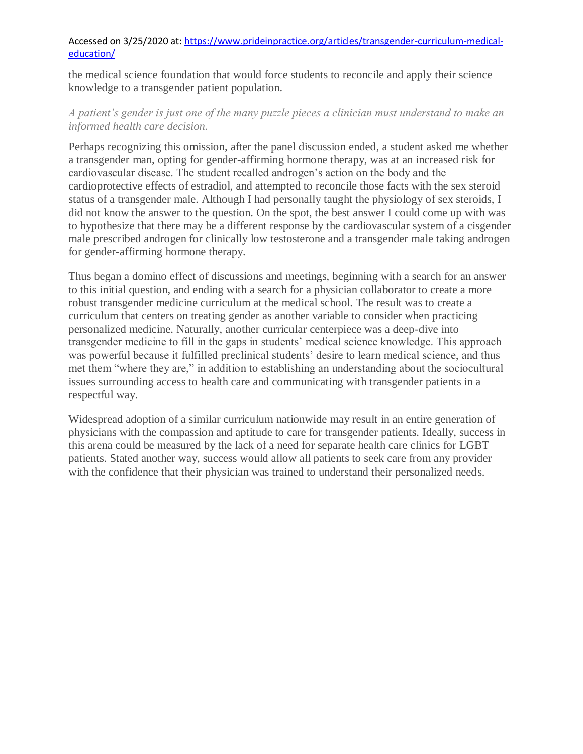Accessed on 3/25/2020 at: [https://www.prideinpractice.org/articles/transgender-curriculum-medical-education/](https://www.prideinpractice.org/articles/transgender-curriculum-medical-education/)

the medical science foundation that would force students to reconcile and apply their science knowledge to a transgender patient population.

*A patient's gender is just one of the many puzzle pieces a clinician must understand to make an informed health care decision.*

Perhaps recognizing this omission, after the panel discussion ended, a student asked me whether a transgender man, opting for gender-affirming hormone therapy, was at an increased risk for cardiovascular disease. The student recalled androgen's action on the body and the cardioprotective effects of estradiol, and attempted to reconcile those facts with the sex steroid status of a transgender male. Although I had personally taught the physiology of sex steroids, I did not know the answer to the question. On the spot, the best answer I could come up with was to hypothesize that there may be a different response by the cardiovascular system of a cisgender male prescribed androgen for clinically low testosterone and a transgender male taking androgen for gender-affirming hormone therapy.

Thus began a domino effect of discussions and meetings, beginning with a search for an answer to this initial question, and ending with a search for a physician collaborator to create a more robust transgender medicine curriculum at the medical school. The result was to create a curriculum that centers on treating gender as another variable to consider when practicing personalized medicine. Naturally, another curricular centerpiece was a deep-dive into transgender medicine to fill in the gaps in students' medical science knowledge. This approach was powerful because it fulfilled preclinical students' desire to learn medical science, and thus met them "where they are," in addition to establishing an understanding about the sociocultural issues surrounding access to health care and communicating with transgender patients in a respectful way.

Widespread adoption of a similar curriculum nationwide may result in an entire generation of physicians with the compassion and aptitude to care for transgender patients. Ideally, success in this arena could be measured by the lack of a need for separate health care clinics for LGBT patients. Stated another way, success would allow all patients to seek care from any provider with the confidence that their physician was trained to understand their personalized needs.